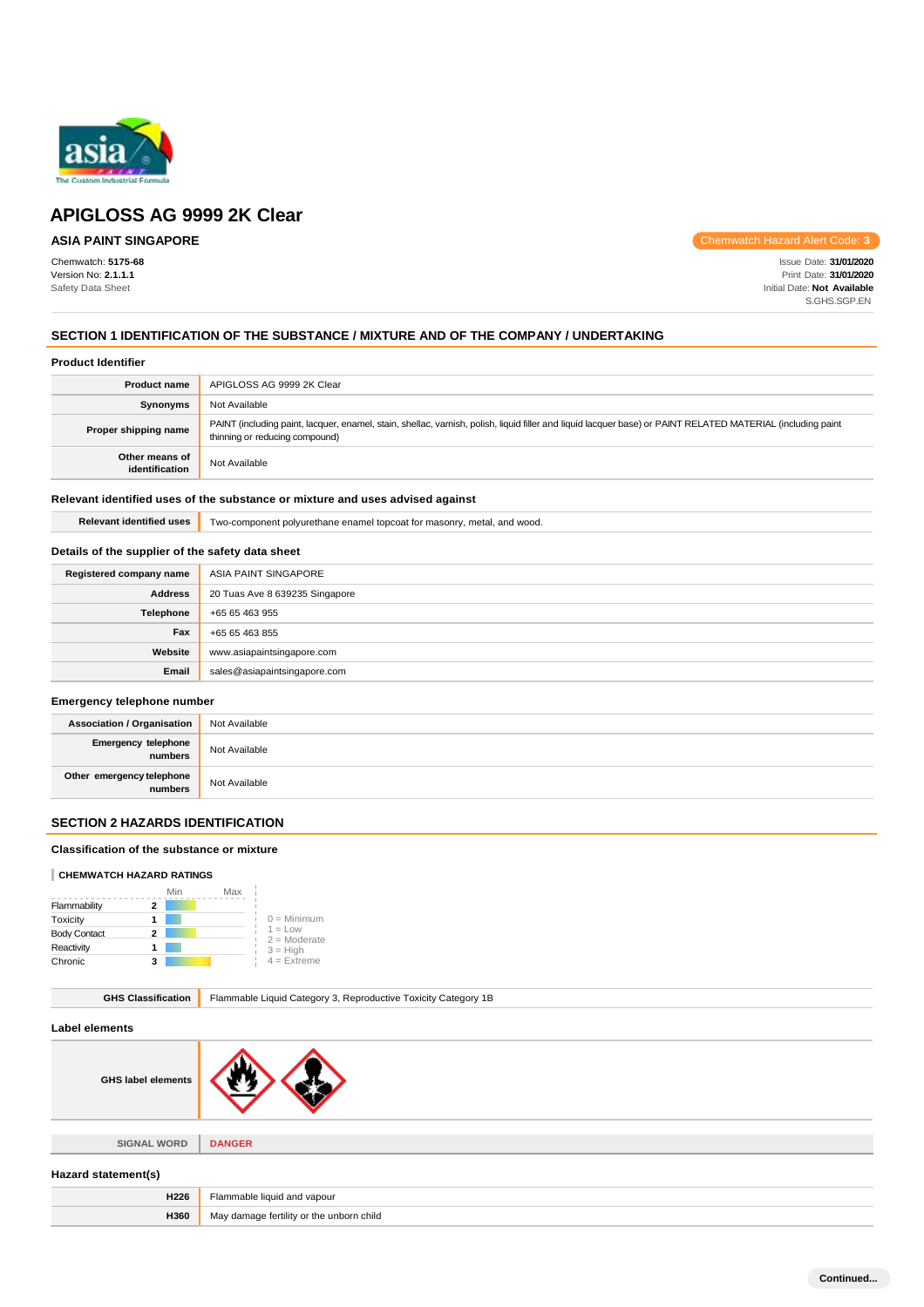# APIGLOSS AG 9999 2K Clear

**ASIA PAINT SINGAPORE**

Chemwatch Hazard Alert Code: 3

Chemwatch: **5175-68**
Version No: **2.1.1.1**
Safety Data Sheet

Issue Date: **31/01/2020**
Print Date: **31/01/2020**
Initial Date: **Not Available**
S.GHS.SGP.EN

## SECTION 1 IDENTIFICATION OF THE SUBSTANCE / MIXTURE AND OF THE COMPANY / UNDERTAKING

### Product Identifier

| | |
|---|---|
| **Product name** | APIGLOSS AG 9999 2K Clear |
| **Synonyms** | Not Available |
| **Proper shipping name** | PAINT (including paint, lacquer, enamel, stain, shellac, varnish, polish, liquid filler and liquid lacquer base) or PAINT RELATED MATERIAL (including paint thinning or reducing compound) |
| **Other means of identification** | Not Available |

### Relevant identified uses of the substance or mixture and uses advised against

| | |
|---|---|
| **Relevant identified uses** | Two-component polyurethane enamel topcoat for masonry, metal, and wood. |

### Details of the supplier of the safety data sheet

| | |
|---|---|
| **Registered company name** | ASIA PAINT SINGAPORE |
| **Address** | 20 Tuas Ave 8 639235 Singapore |
| **Telephone** | +65 65 463 955 |
| **Fax** | +65 65 463 855 |
| **Website** | www.asiapaintsingapore.com |
| **Email** | sales@asiapaintsingapore.com |

### Emergency telephone number

| | |
|---|---|
| **Association / Organisation** | Not Available |
| **Emergency telephone numbers** | Not Available |
| **Other emergency telephone numbers** | Not Available |

## SECTION 2 HAZARDS IDENTIFICATION

### Classification of the substance or mixture

**CHEMWATCH HAZARD RATINGS**

| | | |
|---|---|---|
| Flammability | 2 | |
| Toxicity | 1 | |
| Body Contact | 2 | |
| Reactivity | 1 | |
| Chronic | 3 | |

Min Max

0 = Minimum
1 = Low
2 = Moderate
3 = High
4 = Extreme

| | |
|---|---|
| **GHS Classification** | Flammable Liquid Category 3, Reproductive Toxicity Category 1B |

### Label elements

| | |
|---|---|
| **GHS label elements** | |
| **SIGNAL WORD** | **DANGER** |

### Hazard statement(s)

| | |
|---|---|
| **H226** | Flammable liquid and vapour |
| **H360** | May damage fertility or the unborn child |

Continued...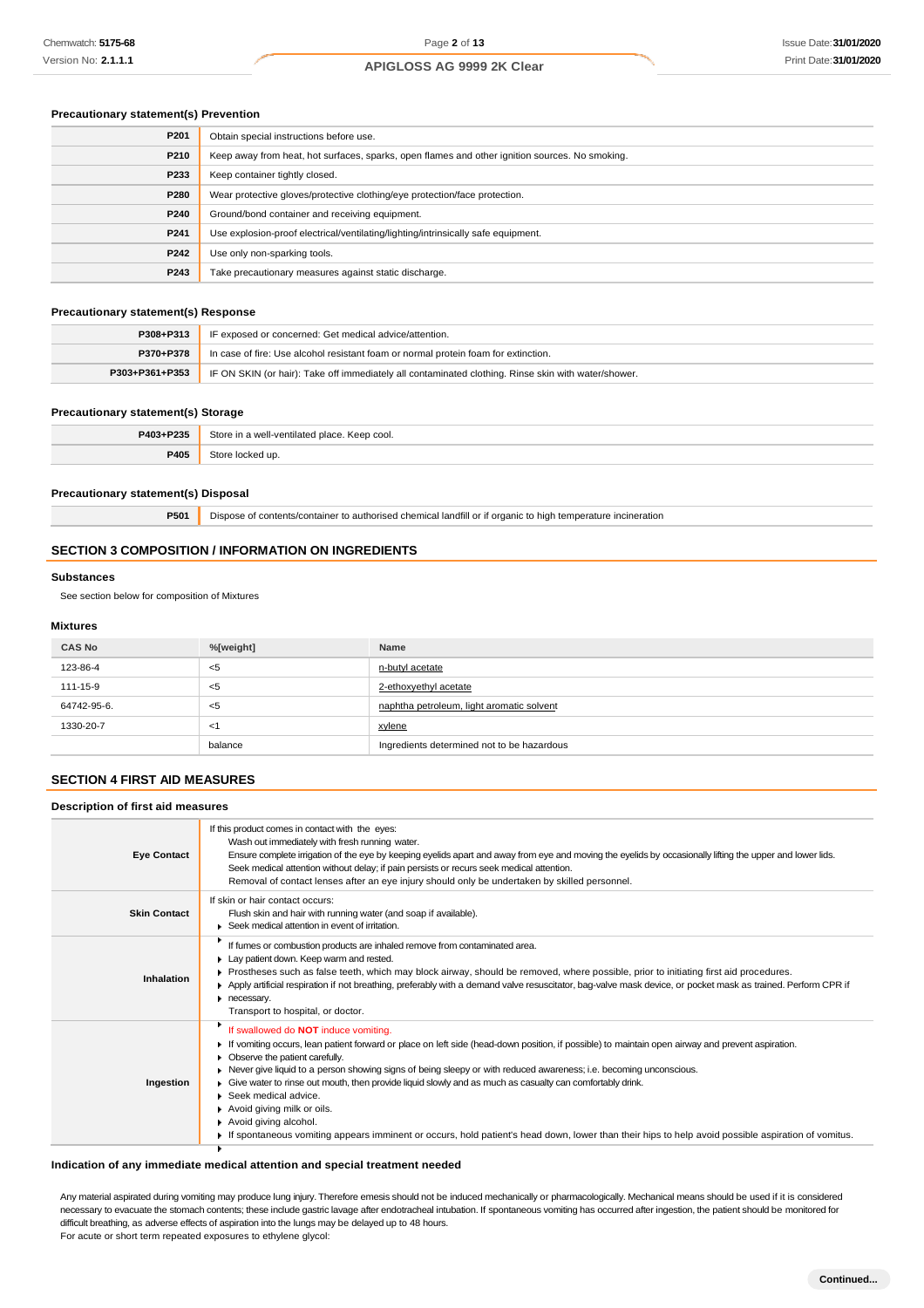### Precautionary statement(s) Prevention

| | |
|---|---|
| P201 | Obtain special instructions before use. |
| P210 | Keep away from heat, hot surfaces, sparks, open flames and other ignition sources. No smoking. |
| P233 | Keep container tightly closed. |
| P280 | Wear protective gloves/protective clothing/eye protection/face protection. |
| P240 | Ground/bond container and receiving equipment. |
| P241 | Use explosion-proof electrical/ventilating/lighting/intrinsically safe equipment. |
| P242 | Use only non-sparking tools. |
| P243 | Take precautionary measures against static discharge. |

### Precautionary statement(s) Response

| | |
|---|---|
| P308+P313 | IF exposed or concerned: Get medical advice/attention. |
| P370+P378 | In case of fire: Use alcohol resistant foam or normal protein foam for extinction. |
| P303+P361+P353 | IF ON SKIN (or hair): Take off immediately all contaminated clothing. Rinse skin with water/shower. |

### Precautionary statement(s) Storage

| | |
|---|---|
| P403+P235 | Store in a well-ventilated place. Keep cool. |
| P405 | Store locked up. |

### Precautionary statement(s) Disposal

| | |
|---|---|
| P501 | Dispose of contents/container to authorised chemical landfill or if organic to high temperature incineration |

## SECTION 3 COMPOSITION / INFORMATION ON INGREDIENTS

### Substances

See section below for composition of Mixtures

### Mixtures

| CAS No | %[weight] | Name |
|---|---|---|
| 123-86-4 | <5 | n-butyl acetate |
| 111-15-9 | <5 | 2-ethoxyethyl acetate |
| 64742-95-6. | <5 | naphtha petroleum, light aromatic solvent |
| 1330-20-7 | <1 | xylene |
| | balance | Ingredients determined not to be hazardous |

## SECTION 4 FIRST AID MEASURES

### Description of first aid measures

| | |
|---|---|
| Eye Contact | If this product comes in contact with the eyes:<br>Wash out immediately with fresh running water.<br>Ensure complete irrigation of the eye by keeping eyelids apart and away from eye and moving the eyelids by occasionally lifting the upper and lower lids.<br>Seek medical attention without delay; if pain persists or recurs seek medical attention.<br>Removal of contact lenses after an eye injury should only be undertaken by skilled personnel. |
| Skin Contact | If skin or hair contact occurs:<br>Flush skin and hair with running water (and soap if available).<br>▶ Seek medical attention in event of irritation. |
| Inhalation | ▶ If fumes or combustion products are inhaled remove from contaminated area.<br>▶ Lay patient down. Keep warm and rested.<br>▶ Prostheses such as false teeth, which may block airway, should be removed, where possible, prior to initiating first aid procedures.<br>▶ Apply artificial respiration if not breathing, preferably with a demand valve resuscitator, bag-valve mask device, or pocket mask as trained. Perform CPR if necessary.<br>▶ Transport to hospital, or doctor. |
| Ingestion | ▶ If swallowed do **NOT** induce vomiting.<br>▶ If vomiting occurs, lean patient forward or place on left side (head-down position, if possible) to maintain open airway and prevent aspiration.<br>▶ Observe the patient carefully.<br>▶ Never give liquid to a person showing signs of being sleepy or with reduced awareness; i.e. becoming unconscious.<br>▶ Give water to rinse out mouth, then provide liquid slowly and as much as casualty can comfortably drink.<br>▶ Seek medical advice.<br>▶ Avoid giving milk or oils.<br>▶ Avoid giving alcohol.<br>▶ If spontaneous vomiting appears imminent or occurs, hold patient's head down, lower than their hips to help avoid possible aspiration of vomitus. |

### Indication of any immediate medical attention and special treatment needed

Any material aspirated during vomiting may produce lung injury. Therefore emesis should not be induced mechanically or pharmacologically. Mechanical means should be used if it is considered necessary to evacuate the stomach contents; these include gastric lavage after endotracheal intubation. If spontaneous vomiting has occurred after ingestion, the patient should be monitored for difficult breathing, as adverse effects of aspiration into the lungs may be delayed up to 48 hours.
For acute or short term repeated exposures to ethylene glycol: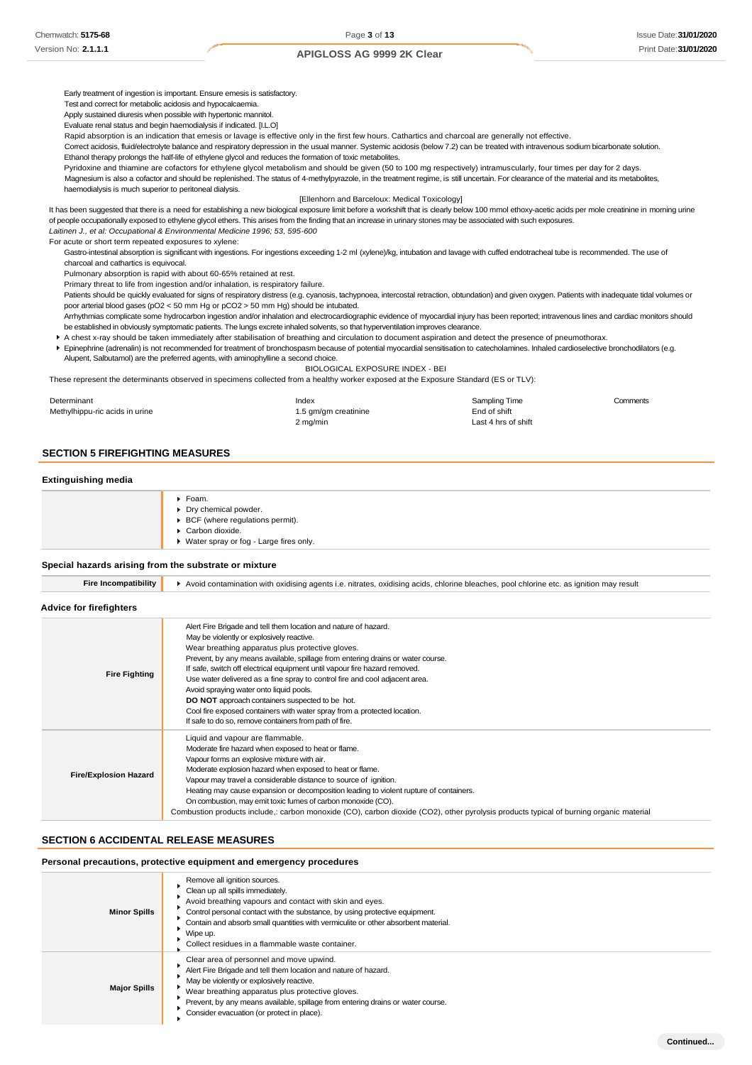Early treatment of ingestion is important. Ensure emesis is satisfactory.
Test and correct for metabolic acidosis and hypocalcaemia.
Apply sustained diuresis when possible with hypertonic mannitol.
Evaluate renal status and begin haemodialysis if indicated. [I.L.O]
Rapid absorption is an indication that emesis or lavage is effective only in the first few hours. Cathartics and charcoal are generally not effective.
Correct acidosis, fluid/electrolyte balance and respiratory depression in the usual manner. Systemic acidosis (below 7.2) can be treated with intravenous sodium bicarbonate solution.
Ethanol therapy prolongs the half-life of ethylene glycol and reduces the formation of toxic metabolites.
Pyridoxine and thiamine are cofactors for ethylene glycol metabolism and should be given (50 to 100 mg respectively) intramuscularly, four times per day for 2 days.
Magnesium is also a cofactor and should be replenished. The status of 4-methylpyrazole, in the treatment regime, is still uncertain. For clearance of the material and its metabolites, haemodialysis is much superior to peritoneal dialysis.

[Ellenhorn and Barceloux: Medical Toxicology]

It has been suggested that there is a need for establishing a new biological exposure limit before a workshift that is clearly below 100 mmol ethoxy-acetic acids per mole creatinine in morning urine of people occupationally exposed to ethylene glycol ethers. This arises from the finding that an increase in urinary stones may be associated with such exposures.
*Laitinen J., et al: Occupational & Environmental Medicine 1996; 53, 595-600*

For acute or short term repeated exposures to xylene:

Gastro-intestinal absorption is significant with ingestions. For ingestions exceeding 1-2 ml (xylene)/kg, intubation and lavage with cuffed endotracheal tube is recommended. The use of charcoal and cathartics is equivocal.
Pulmonary absorption is rapid with about 60-65% retained at rest.
Primary threat to life from ingestion and/or inhalation, is respiratory failure.
Patients should be quickly evaluated for signs of respiratory distress (e.g. cyanosis, tachypnoea, intercostal retraction, obtundation) and given oxygen. Patients with inadequate tidal volumes or poor arterial blood gases ($pO_2$ < 50 mm Hg or $pCO_2$ > 50 mm Hg) should be intubated.
Arrhythmias complicate some hydrocarbon ingestion and/or inhalation and electrocardiographic evidence of myocardial injury has been reported; intravenous lines and cardiac monitors should be established in obviously symptomatic patients. The lungs excrete inhaled solvents, so that hyperventilation improves clearance.

- A chest x-ray should be taken immediately after stabilisation of breathing and circulation to document aspiration and detect the presence of pneumothorax.
- Epinephrine (adrenalin) is not recommended for treatment of bronchospasm because of potential myocardial sensitisation to catecholamines. Inhaled cardioselective bronchodilators (e.g. Alupent, Salbutamol) are the preferred agents, with aminophylline a second choice.

BIOLOGICAL EXPOSURE INDEX - BEI

These represent the determinants observed in specimens collected from a healthy worker exposed at the Exposure Standard (ES or TLV):

| Determinant | Index | Sampling Time | Comments |
|---|---|---|---|
| Methylhippu-ric acids in urine | 1.5 gm/gm creatinine<br>2 mg/min | End of shift<br>Last 4 hrs of shift | |

## SECTION 5 FIREFIGHTING MEASURES

### Extinguishing media

| | |
|---|---|
| | - Foam.<br>- Dry chemical powder.<br>- BCF (where regulations permit).<br>- Carbon dioxide.<br>- Water spray or fog - Large fires only. |

### Special hazards arising from the substrate or mixture

| | |
|---|---|
| **Fire Incompatibility** | - Avoid contamination with oxidising agents i.e. nitrates, oxidising acids, chlorine bleaches, pool chlorine etc. as ignition may result |

### Advice for firefighters

| | |
|---|---|
| **Fire Fighting** | Alert Fire Brigade and tell them location and nature of hazard.<br>May be violently or explosively reactive.<br>Wear breathing apparatus plus protective gloves.<br>Prevent, by any means available, spillage from entering drains or water course.<br>If safe, switch off electrical equipment until vapour fire hazard removed.<br>Use water delivered as a fine spray to control fire and cool adjacent area.<br>Avoid spraying water onto liquid pools.<br>**DO NOT** approach containers suspected to be hot.<br>Cool fire exposed containers with water spray from a protected location.<br>If safe to do so, remove containers from path of fire. |
| **Fire/Explosion Hazard** | Liquid and vapour are flammable.<br>Moderate fire hazard when exposed to heat or flame.<br>Vapour forms an explosive mixture with air.<br>Moderate explosion hazard when exposed to heat or flame.<br>Vapour may travel a considerable distance to source of ignition.<br>Heating may cause expansion or decomposition leading to violent rupture of containers.<br>On combustion, may emit toxic fumes of carbon monoxide (CO).<br>Combustion products include,: carbon monoxide (CO), carbon dioxide ($CO_2$), other pyrolysis products typical of burning organic material |

## SECTION 6 ACCIDENTAL RELEASE MEASURES

### Personal precautions, protective equipment and emergency procedures

| | |
|---|---|
| **Minor Spills** | - Remove all ignition sources.<br>- Clean up all spills immediately.<br>- Avoid breathing vapours and contact with skin and eyes.<br>- Control personal contact with the substance, by using protective equipment.<br>- Contain and absorb small quantities with vermiculite or other absorbent material.<br>- Wipe up.<br>- Collect residues in a flammable waste container. |
| **Major Spills** | - Clear area of personnel and move upwind.<br>- Alert Fire Brigade and tell them location and nature of hazard.<br>- May be violently or explosively reactive.<br>- Wear breathing apparatus plus protective gloves.<br>- Prevent, by any means available, spillage from entering drains or water course.<br>- Consider evacuation (or protect in place). |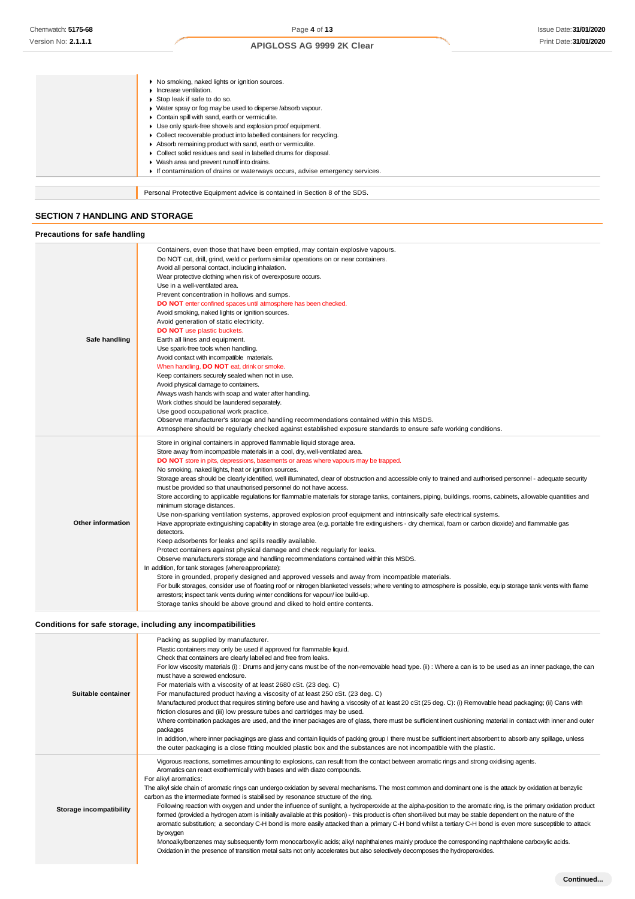| | |
|---|---|
| | ▸ No smoking, naked lights or ignition sources.<br>▸ Increase ventilation.<br>▸ Stop leak if safe to do so.<br>▸ Water spray or fog may be used to disperse /absorb vapour.<br>▸ Contain spill with sand, earth or vermiculite.<br>▸ Use only spark-free shovels and explosion proof equipment.<br>▸ Collect recoverable product into labelled containers for recycling.<br>▸ Absorb remaining product with sand, earth or vermiculite.<br>▸ Collect solid residues and seal in labelled drums for disposal.<br>▸ Wash area and prevent runoff into drains.<br>▸ If contamination of drains or waterways occurs, advise emergency services. |

| | |
|---|---|
| | Personal Protective Equipment advice is contained in Section 8 of the SDS. |

## SECTION 7 HANDLING AND STORAGE

### Precautions for safe handling

| | |
|---|---|
| **Safe handling** | Containers, even those that have been emptied, may contain explosive vapours.<br>Do NOT cut, drill, grind, weld or perform similar operations on or near containers.<br>Avoid all personal contact, including inhalation.<br>Wear protective clothing when risk of overexposure occurs.<br>Use in a well-ventilated area.<br>Prevent concentration in hollows and sumps.<br>**DO NOT** enter confined spaces until atmosphere has been checked.<br>Avoid smoking, naked lights or ignition sources.<br>Avoid generation of static electricity.<br>**DO NOT** use plastic buckets.<br>Earth all lines and equipment.<br>Use spark-free tools when handling.<br>Avoid contact with incompatible materials.<br>When handling, **DO NOT** eat, drink or smoke.<br>Keep containers securely sealed when not in use.<br>Avoid physical damage to containers.<br>Always wash hands with soap and water after handling.<br>Work clothes should be laundered separately.<br>Use good occupational work practice.<br>Observe manufacturer's storage and handling recommendations contained within this MSDS.<br>Atmosphere should be regularly checked against established exposure standards to ensure safe working conditions. |
| **Other information** | Store in original containers in approved flammable liquid storage area.<br>Store away from incompatible materials in a cool, dry, well-ventilated area.<br>**DO NOT** store in pits, depressions, basements or areas where vapours may be trapped.<br>No smoking, naked lights, heat or ignition sources.<br>Storage areas should be clearly identified, well illuminated, clear of obstruction and accessible only to trained and authorised personnel - adequate security must be provided so that unauthorised personnel do not have access.<br>Store according to applicable regulations for flammable materials for storage tanks, containers, piping, buildings, rooms, cabinets, allowable quantities and minimum storage distances.<br>Use non-sparking ventilation systems, approved explosion proof equipment and intrinsically safe electrical systems.<br>Have appropriate extinguishing capability in storage area (e.g. portable fire extinguishers - dry chemical, foam or carbon dioxide) and flammable gas detectors.<br>Keep adsorbents for leaks and spills readily available.<br>Protect containers against physical damage and check regularly for leaks.<br>Observe manufacturer's storage and handling recommendations contained within this MSDS.<br>In addition, for tank storages (whereappropriate):<br>Store in grounded, properly designed and approved vessels and away from incompatible materials.<br>For bulk storages, consider use of floating roof or nitrogen blanketed vessels; where venting to atmosphere is possible, equip storage tank vents with flame arrestors; inspect tank vents during winter conditions for vapour/ ice build-up.<br>Storage tanks should be above ground and diked to hold entire contents. |

### Conditions for safe storage, including any incompatibilities

| | |
|---|---|
| **Suitable container** | Packing as supplied by manufacturer.<br>Plastic containers may only be used if approved for flammable liquid.<br>Check that containers are clearly labelled and free from leaks.<br>For low viscosity materials (i) : Drums and jerry cans must be of the non-removable head type. (ii) : Where a can is to be used as an inner package, the can must have a screwed enclosure.<br>For materials with a viscosity of at least 2680 cSt. (23 deg. C)<br>For manufactured product having a viscosity of at least 250 cSt. (23 deg. C)<br>Manufactured product that requires stirring before use and having a viscosity of at least 20 cSt (25 deg. C): (i) Removable head packaging; (ii) Cans with friction closures and (iii) low pressure tubes and cartridges may be used.<br>Where combination packages are used, and the inner packages are of glass, there must be sufficient inert cushioning material in contact with inner and outer packages<br>In addition, where inner packagings are glass and contain liquids of packing group I there must be sufficient inert absorbent to absorb any spillage, unless the outer packaging is a close fitting moulded plastic box and the substances are not incompatible with the plastic. |
| **Storage incompatibility** | Vigorous reactions, sometimes amounting to explosions, can result from the contact between aromatic rings and strong oxidising agents.<br>Aromatics can react exothermically with bases and with diazo compounds.<br>For alkyl aromatics:<br>The alkyl side chain of aromatic rings can undergo oxidation by several mechanisms. The most common and dominant one is the attack by oxidation at benzylic carbon as the intermediate formed is stabilised by resonance structure of the ring.<br>Following reaction with oxygen and under the influence of sunlight, a hydroperoxide at the alpha-position to the aromatic ring, is the primary oxidation product formed (provided a hydrogen atom is initially available at this position) - this product is often short-lived but may be stable dependent on the nature of the aromatic substitution; a secondary C-H bond is more easily attacked than a primary C-H bond whilst a tertiary C-H bond is even more susceptible to attack by oxygen<br>Monoalkylbenzenes may subsequently form monocarboxylic acids; alkyl naphthalenes mainly produce the corresponding naphthalene carboxylic acids.<br>Oxidation in the presence of transition metal salts not only accelerates but also selectively decomposes the hydroperoxides. |

Continued...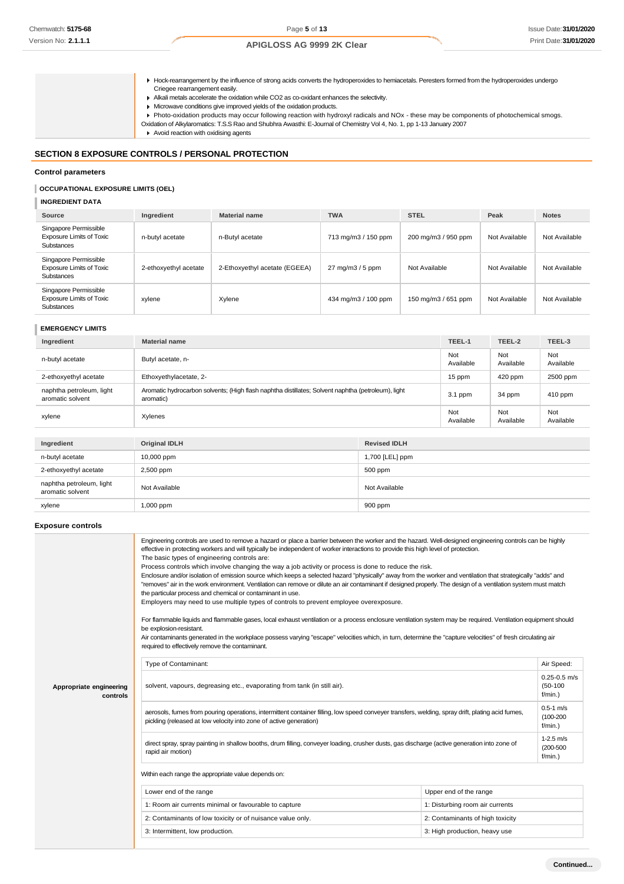- Hock-rearrangement by the influence of strong acids converts the hydroperoxides to hemiacetals. Peresters formed from the hydroperoxides undergo Criegee rearrangement easily.
- Alkali metals accelerate the oxidation while $CO_2$ as co-oxidant enhances the selectivity.
- Microwave conditions give improved yields of the oxidation products.
- Photo-oxidation products may occur following reaction with hydroxyl radicals and NOx - these may be components of photochemical smogs.

Oxidation of Alkylaromatics: T.S.S Rao and Shubhra Awasthi: E-Journal of Chemistry Vol 4, No. 1, pp 1-13 January 2007

- Avoid reaction with oxidising agents

## SECTION 8 EXPOSURE CONTROLS / PERSONAL PROTECTION

### Control parameters

#### OCCUPATIONAL EXPOSURE LIMITS (OEL)

#### INGREDIENT DATA

| Source | Ingredient | Material name | TWA | STEL | Peak | Notes |
|---|---|---|---|---|---|---|
| Singapore Permissible Exposure Limits of Toxic Substances | n-butyl acetate | n-Butyl acetate | 713 mg/m3 / 150 ppm | 200 mg/m3 / 950 ppm | Not Available | Not Available |
| Singapore Permissible Exposure Limits of Toxic Substances | 2-ethoxyethyl acetate | 2-Ethoxyethyl acetate (EGEEA) | 27 mg/m3 / 5 ppm | Not Available | Not Available | Not Available |
| Singapore Permissible Exposure Limits of Toxic Substances | xylene | Xylene | 434 mg/m3 / 100 ppm | 150 mg/m3 / 651 ppm | Not Available | Not Available |

#### EMERGENCY LIMITS

| Ingredient | Material name | TEEL-1 | TEEL-2 | TEEL-3 |
|---|---|---|---|---|
| n-butyl acetate | Butyl acetate, n- | Not Available | Not Available | Not Available |
| 2-ethoxyethyl acetate | Ethoxyethylacetate, 2- | 15 ppm | 420 ppm | 2500 ppm |
| naphtha petroleum, light aromatic solvent | Aromatic hydrocarbon solvents; (High flash naphtha distillates; Solvent naphtha (petroleum), light aromatic) | 3.1 ppm | 34 ppm | 410 ppm |
| xylene | Xylenes | Not Available | Not Available | Not Available |

| Ingredient | Original IDLH | Revised IDLH |
|---|---|---|
| n-butyl acetate | 10,000 ppm | 1,700 [LEL] ppm |
| 2-ethoxyethyl acetate | 2,500 ppm | 500 ppm |
| naphtha petroleum, light aromatic solvent | Not Available | Not Available |
| xylene | 1,000 ppm | 900 ppm |

### Exposure controls

**Appropriate engineering controls**

Engineering controls are used to remove a hazard or place a barrier between the worker and the hazard. Well-designed engineering controls can be highly effective in protecting workers and will typically be independent of worker interactions to provide this high level of protection.
The basic types of engineering controls are:
Process controls which involve changing the way a job activity or process is done to reduce the risk.
Enclosure and/or isolation of emission source which keeps a selected hazard "physically" away from the worker and ventilation that strategically "adds" and "removes" air in the work environment. Ventilation can remove or dilute an air contaminant if designed properly. The design of a ventilation system must match the particular process and chemical or contaminant in use.
Employers may need to use multiple types of controls to prevent employee overexposure.

For flammable liquids and flammable gases, local exhaust ventilation or a process enclosure ventilation system may be required. Ventilation equipment should be explosion-resistant.
Air contaminants generated in the workplace possess varying "escape" velocities which, in turn, determine the "capture velocities" of fresh circulating air required to effectively remove the contaminant.

| Type of Contaminant: | Air Speed: |
|---|---|
| solvent, vapours, degreasing etc., evaporating from tank (in still air). | 0.25-0.5 m/s (50-100 f/min.) |
| aerosols, fumes from pouring operations, intermittent container filling, low speed conveyer transfers, welding, spray drift, plating acid fumes, pickling (released at low velocity into zone of active generation) | 0.5-1 m/s (100-200 f/min.) |
| direct spray, spray painting in shallow booths, drum filling, conveyer loading, crusher dusts, gas discharge (active generation into zone of rapid air motion) | 1-2.5 m/s (200-500 f/min.) |

Within each range the appropriate value depends on:

| Lower end of the range | Upper end of the range |
|---|---|
| 1: Room air currents minimal or favourable to capture | 1: Disturbing room air currents |
| 2: Contaminants of low toxicity or of nuisance value only. | 2: Contaminants of high toxicity |
| 3: Intermittent, low production. | 3: High production, heavy use |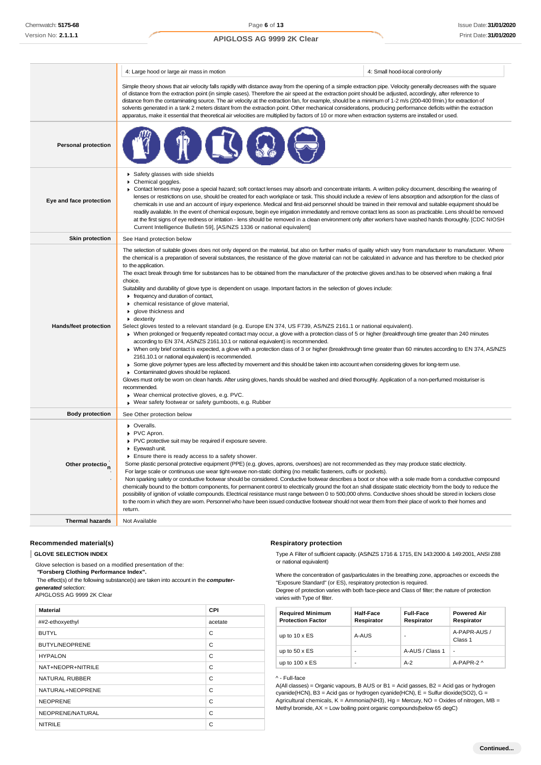| | | |
|---|---|---|
| | 4: Large hood or large air mass in motion | 4: Small hood-local control only |
| | Simple theory shows that air velocity falls rapidly with distance away from the opening of a simple extraction pipe. Velocity generally decreases with the square of distance from the extraction point (in simple cases). Therefore the air speed at the extraction point should be adjusted, accordingly, after reference to distance from the contaminating source. The air velocity at the extraction fan, for example, should be a minimum of 1-2 m/s (200-400 f/min.) for extraction of solvents generated in a tank 2 meters distant from the extraction point. Other mechanical considerations, producing performance deficits within the extraction apparatus, make it essential that theoretical air velocities are multiplied by factors of 10 or more when extraction systems are installed or used. | |

| | |
|---|---|
| **Personal protection** | |
| **Eye and face protection** | ▸ Safety glasses with side shields<br>▸ Chemical goggles.<br>▸ Contact lenses may pose a special hazard; soft contact lenses may absorb and concentrate irritants. A written policy document, describing the wearing of lenses or restrictions on use, should be created for each workplace or task. This should include a review of lens absorption and adsorption for the class of chemicals in use and an account of injury experience. Medical and first-aid personnel should be trained in their removal and suitable equipment should be readily available. In the event of chemical exposure, begin eye irrigation immediately and remove contact lens as soon as practicable. Lens should be removed at the first signs of eye redness or irritation - lens should be removed in a clean environment only after workers have washed hands thoroughly. [CDC NIOSH Current Intelligence Bulletin 59], [AS/NZS 1336 or national equivalent] |
| **Skin protection** | See Hand protection below |
| **Hands/feet protection** | The selection of suitable gloves does not only depend on the material, but also on further marks of quality which vary from manufacturer to manufacturer. Where the chemical is a preparation of several substances, the resistance of the glove material can not be calculated in advance and has therefore to be checked prior to the application.<br>The exact break through time for substances has to be obtained from the manufacturer of the protective gloves and.has to be observed when making a final choice.<br>Suitability and durability of glove type is dependent on usage. Important factors in the selection of gloves include:<br>▸ frequency and duration of contact,<br>▸ chemical resistance of glove material,<br>▸ glove thickness and<br>▸ dexterity<br>Select gloves tested to a relevant standard (e.g. Europe EN 374, US F739, AS/NZS 2161.1 or national equivalent).<br>▸ When prolonged or frequently repeated contact may occur, a glove with a protection class of 5 or higher (breakthrough time greater than 240 minutes according to EN 374, AS/NZS 2161.10.1 or national equivalent) is recommended.<br>▸ When only brief contact is expected, a glove with a protection class of 3 or higher (breakthrough time greater than 60 minutes according to EN 374, AS/NZS 2161.10.1 or national equivalent) is recommended.<br>▸ Some glove polymer types are less affected by movement and this should be taken into account when considering gloves for long-term use.<br>▸ Contaminated gloves should be replaced.<br>Gloves must only be worn on clean hands. After using gloves, hands should be washed and dried thoroughly. Application of a non-perfumed moisturiser is recommended.<br>▸ Wear chemical protective gloves, e.g. PVC.<br>▸ Wear safety footwear or safety gumboots, e.g. Rubber |
| **Body protection** | See Other protection below |
| **Other protection** | ▸ Overalls.<br>▸ PVC Apron.<br>▸ PVC protective suit may be required if exposure severe.<br>▸ Eyewash unit.<br>▸ Ensure there is ready access to a safety shower.<br>Some plastic personal protective equipment (PPE) (e.g. gloves, aprons, overshoes) are not recommended as they may produce static electricity.<br>For large scale or continuous use wear tight-weave non-static clothing (no metallic fasteners, cuffs or pockets).<br>Non sparking safety or conductive footwear should be considered. Conductive footwear describes a boot or shoe with a sole made from a conductive compound chemically bound to the bottom components, for permanent control to electrically ground the foot an shall dissipate static electricity from the body to reduce the possibility of ignition of volatile compounds. Electrical resistance must range between 0 to 500,000 ohms. Conductive shoes should be stored in lockers close to the room in which they are worn. Personnel who have been issued conductive footwear should not wear them from their place of work to their homes and return. |
| **Thermal hazards** | Not Available |

### Recommended material(s)

**GLOVE SELECTION INDEX**

Glove selection is based on a modified presentation of the:
**"Forsberg Clothing Performance Index".**
The effect(s) of the following substance(s) are taken into account in the ***computer-generated*** selection:
APIGLOSS AG 9999 2K Clear

| Material | CPI |
|---|---|
| ##2-ethoxyethyl | acetate |
| BUTYL | C |
| BUTYL/NEOPRENE | C |
| HYPALON | C |
| NAT+NEOPR+NITRILE | C |
| NATURAL RUBBER | C |
| NATURAL+NEOPRENE | C |
| NEOPRENE | C |
| NEOPRENE/NATURAL | C |
| NITRILE | C |

### Respiratory protection

Type A Filter of sufficient capacity. (AS/NZS 1716 & 1715, EN 143:2000 & 149:2001, ANSI Z88 or national equivalent)

Where the concentration of gas/particulates in the breathing zone, approaches or exceeds the "Exposure Standard" (or ES), respiratory protection is required.
Degree of protection varies with both face-piece and Class of filter; the nature of protection varies with Type of filter.

| Required Minimum Protection Factor | Half-Face Respirator | Full-Face Respirator | Powered Air Respirator |
|---|---|---|---|
| up to 10 x ES | A-AUS | - | A-PAPR-AUS / Class 1 |
| up to 50 x ES | - | A-AUS / Class 1 | - |
| up to 100 x ES | - | A-2 | A-PAPR-2 ^ |

^ - Full-face

A(All classes) = Organic vapours, B AUS or B1 = Acid gasses, B2 = Acid gas or hydrogen cyanide(HCN), B3 = Acid gas or hydrogen cyanide(HCN), E = Sulfur dioxide(SO2), G = Agricultural chemicals, K = Ammonia(NH3), Hg = Mercury, NO = Oxides of nitrogen, MB = Methyl bromide, AX = Low boiling point organic compounds(below 65 degC)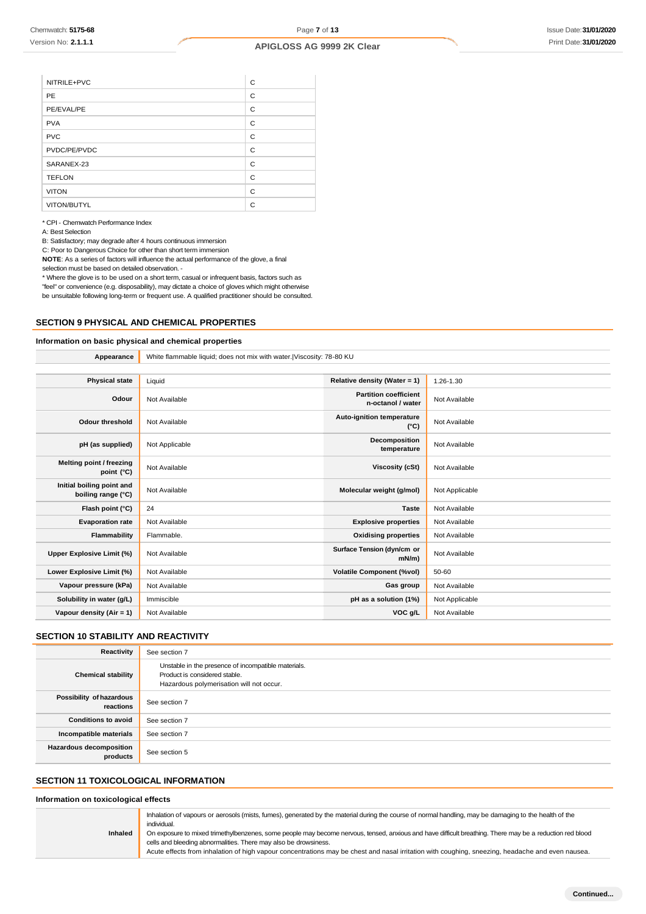| | |
|---|---|
| NITRILE+PVC | C |
| PE | C |
| PE/EVAL/PE | C |
| PVA | C |
| PVC | C |
| PVDC/PE/PVDC | C |
| SARANEX-23 | C |
| TEFLON | C |
| VITON | C |
| VITON/BUTYL | C |

* CPI - Chemwatch Performance Index

A: Best Selection

B: Satisfactory; may degrade after 4 hours continuous immersion

C: Poor to Dangerous Choice for other than short term immersion

**NOTE**: As a series of factors will influence the actual performance of the glove, a final selection must be based on detailed observation. -

* Where the glove is to be used on a short term, casual or infrequent basis, factors such as "feel" or convenience (e.g. disposability), may dictate a choice of gloves which might otherwise be unsuitable following long-term or frequent use. A qualified practitioner should be consulted.

## SECTION 9 PHYSICAL AND CHEMICAL PROPERTIES

### Information on basic physical and chemical properties

| | |
|---|---|
| **Appearance** | White flammable liquid; does not mix with water.\|Viscosity: 78-80 KU |

| | | | |
|---|---|---|---|
| **Physical state** | Liquid | **Relative density (Water = 1)** | 1.26-1.30 |
| **Odour** | Not Available | **Partition coefficient n-octanol / water** | Not Available |
| **Odour threshold** | Not Available | **Auto-ignition temperature (°C)** | Not Available |
| **pH (as supplied)** | Not Applicable | **Decomposition temperature** | Not Available |
| **Melting point / freezing point (°C)** | Not Available | **Viscosity (cSt)** | Not Available |
| **Initial boiling point and boiling range (°C)** | Not Available | **Molecular weight (g/mol)** | Not Applicable |
| **Flash point (°C)** | 24 | **Taste** | Not Available |
| **Evaporation rate** | Not Available | **Explosive properties** | Not Available |
| **Flammability** | Flammable. | **Oxidising properties** | Not Available |
| **Upper Explosive Limit (%)** | Not Available | **Surface Tension (dyn/cm or mN/m)** | Not Available |
| **Lower Explosive Limit (%)** | Not Available | **Volatile Component (%vol)** | 50-60 |
| **Vapour pressure (kPa)** | Not Available | **Gas group** | Not Available |
| **Solubility in water (g/L)** | Immiscible | **pH as a solution (1%)** | Not Applicable |
| **Vapour density (Air = 1)** | Not Available | **VOC g/L** | Not Available |

## SECTION 10 STABILITY AND REACTIVITY

| | |
|---|---|
| **Reactivity** | See section 7 |
| **Chemical stability** | Unstable in the presence of incompatible materials.<br>Product is considered stable.<br>Hazardous polymerisation will not occur. |
| **Possibility of hazardous reactions** | See section 7 |
| **Conditions to avoid** | See section 7 |
| **Incompatible materials** | See section 7 |
| **Hazardous decomposition products** | See section 5 |

## SECTION 11 TOXICOLOGICAL INFORMATION

### Information on toxicological effects

| | |
|---|---|
| **Inhaled** | Inhalation of vapours or aerosols (mists, fumes), generated by the material during the course of normal handling, may be damaging to the health of the individual.<br>On exposure to mixed trimethylbenzenes, some people may become nervous, tensed, anxious and have difficult breathing. There may be a reduction red blood cells and bleeding abnormalities. There may also be drowsiness.<br>Acute effects from inhalation of high vapour concentrations may be chest and nasal irritation with coughing, sneezing, headache and even nausea. |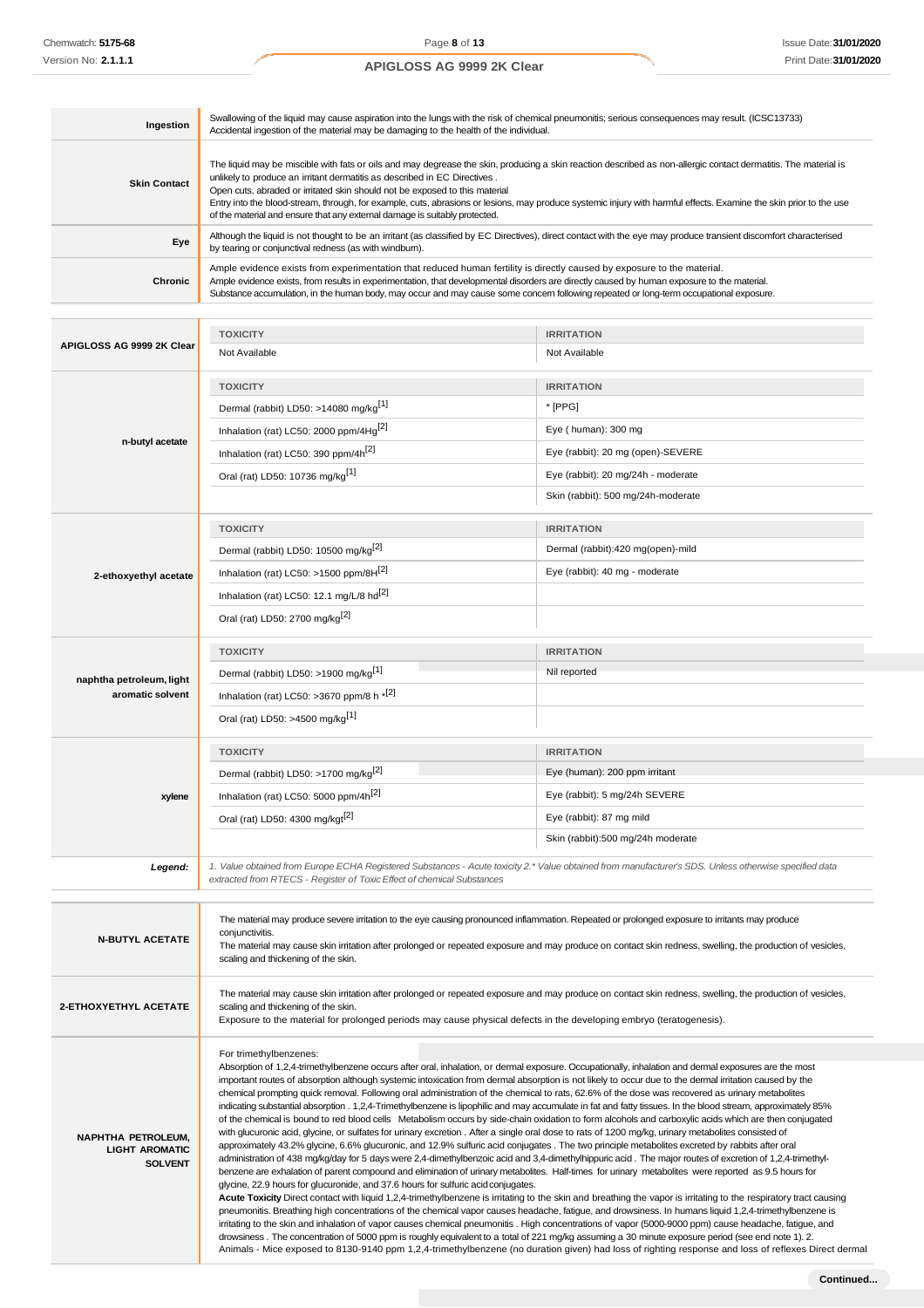| | |
|---|---|
| **Ingestion** | Swallowing of the liquid may cause aspiration into the lungs with the risk of chemical pneumonitis; serious consequences may result. (ICSC13733) Accidental ingestion of the material may be damaging to the health of the individual. |
| **Skin Contact** | The liquid may be miscible with fats or oils and may degrease the skin, producing a skin reaction described as non-allergic contact dermatitis. The material is unlikely to produce an irritant dermatitis as described in EC Directives . Open cuts, abraded or irritated skin should not be exposed to this material Entry into the blood-stream, through, for example, cuts, abrasions or lesions, may produce systemic injury with harmful effects. Examine the skin prior to the use of the material and ensure that any external damage is suitably protected. |
| **Eye** | Although the liquid is not thought to be an irritant (as classified by EC Directives), direct contact with the eye may produce transient discomfort characterised by tearing or conjunctival redness (as with windburn). |
| **Chronic** | Ample evidence exists from experimentation that reduced human fertility is directly caused by exposure to the material. Ample evidence exists, from results in experimentation, that developmental disorders are directly caused by human exposure to the material. Substance accumulation, in the human body, may occur and may cause some concern following repeated or long-term occupational exposure. |

| | TOXICITY | IRRITATION |
|---|---|---|
| **APIGLOSS AG 9999 2K Clear** | Not Available | Not Available |
| **n-butyl acetate** | Dermal (rabbit) LD50: >14080 mg/kg[1] | * [PPG] |
| | Inhalation (rat) LC50: 2000 ppm/4Hg[2] | Eye ( human): 300 mg |
| | Inhalation (rat) LC50: 390 ppm/4h[2] | Eye (rabbit): 20 mg (open)-SEVERE |
| | Oral (rat) LD50: 10736 mg/kg[1] | Eye (rabbit): 20 mg/24h - moderate |
| | | Skin (rabbit): 500 mg/24h-moderate |
| **2-ethoxyethyl acetate** | Dermal (rabbit) LD50: 10500 mg/kg[2] | Dermal (rabbit):420 mg(open)-mild |
| | Inhalation (rat) LC50: >1500 ppm/8H[2] | Eye (rabbit): 40 mg - moderate |
| | Inhalation (rat) LC50: 12.1 mg/L/8 hd[2] | |
| | Oral (rat) LD50: 2700 mg/kg[2] | |
| **naphtha petroleum, light aromatic solvent** | Dermal (rabbit) LD50: >1900 mg/kg[1] | Nil reported |
| | Inhalation (rat) LC50: >3670 ppm/8 h *[2] | |
| | Oral (rat) LD50: >4500 mg/kg[1] | |
| **xylene** | Dermal (rabbit) LD50: >1700 mg/kg[2] | Eye (human): 200 ppm irritant |
| | Inhalation (rat) LC50: 5000 ppm/4h[2] | Eye (rabbit): 5 mg/24h SEVERE |
| | Oral (rat) LD50: 4300 mg/kgt[2] | Eye (rabbit): 87 mg mild |
| | | Skin (rabbit):500 mg/24h moderate |
| ***Legend:*** | *1. Value obtained from Europe ECHA Registered Substances - Acute toxicity 2.* Value obtained from manufacturer's SDS. Unless otherwise specified data extracted from RTECS - Register of Toxic Effect of chemical Substances* | |

| | |
|---|---|
| **N-BUTYL ACETATE** | The material may produce severe irritation to the eye causing pronounced inflammation. Repeated or prolonged exposure to irritants may produce conjunctivitis. The material may cause skin irritation after prolonged or repeated exposure and may produce on contact skin redness, swelling, the production of vesicles, scaling and thickening of the skin. |
| **2-ETHOXYETHYL ACETATE** | The material may cause skin irritation after prolonged or repeated exposure and may produce on contact skin redness, swelling, the production of vesicles, scaling and thickening of the skin. Exposure to the material for prolonged periods may cause physical defects in the developing embryo (teratogenesis). |
| **NAPHTHA PETROLEUM, LIGHT AROMATIC SOLVENT** | For trimethylbenzenes: Absorption of 1,2,4-trimethylbenzene occurs after oral, inhalation, or dermal exposure. Occupationally, inhalation and dermal exposures are the most important routes of absorption although systemic intoxication from dermal absorption is not likely to occur due to the dermal irritation caused by the chemical prompting quick removal. Following oral administration of the chemical to rats, 62.6% of the dose was recovered as urinary metabolites indicating substantial absorption . 1,2,4-Trimethylbenzene is lipophilic and may accumulate in fat and fatty tissues. In the blood stream, approximately 85% of the chemical is bound to red blood cells Metabolism occurs by side-chain oxidation to form alcohols and carboxylic acids which are then conjugated with glucuronic acid, glycine, or sulfates for urinary excretion . After a single oral dose to rats of 1200 mg/kg, urinary metabolites consisted of approximately 43.2% glycine, 6.6% glucuronic, and 12.9% sulfuric acid conjugates . The two principle metabolites excreted by rabbits after oral administration of 438 mg/kg/day for 5 days were 2,4-dimethylbenzoic acid and 3,4-dimethylhippuric acid . The major routes of excretion of 1,2,4-trimethyl-benzene are exhalation of parent compound and elimination of urinary metabolites. Half-times for urinary metabolites were reported as 9.5 hours for glycine, 22.9 hours for glucuronide, and 37.6 hours for sulfuric acid conjugates. **Acute Toxicity** Direct contact with liquid 1,2,4-trimethylbenzene is irritating to the skin and breathing the vapor is irritating to the respiratory tract causing pneumonitis. Breathing high concentrations of the chemical vapor causes headache, fatigue, and drowsiness. In humans liquid 1,2,4-trimethylbenzene is irritating to the skin and inhalation of vapor causes chemical pneumonitis . High concentrations of vapor (5000-9000 ppm) cause headache, fatigue, and drowsiness . The concentration of 5000 ppm is roughly equivalent to a total of 221 mg/kg assuming a 30 minute exposure period (see end note 1). 2. Animals - Mice exposed to 8130-9140 ppm 1,2,4-trimethylbenzene (no duration given) had loss of righting response and loss of reflexes Direct dermal |

**Continued...**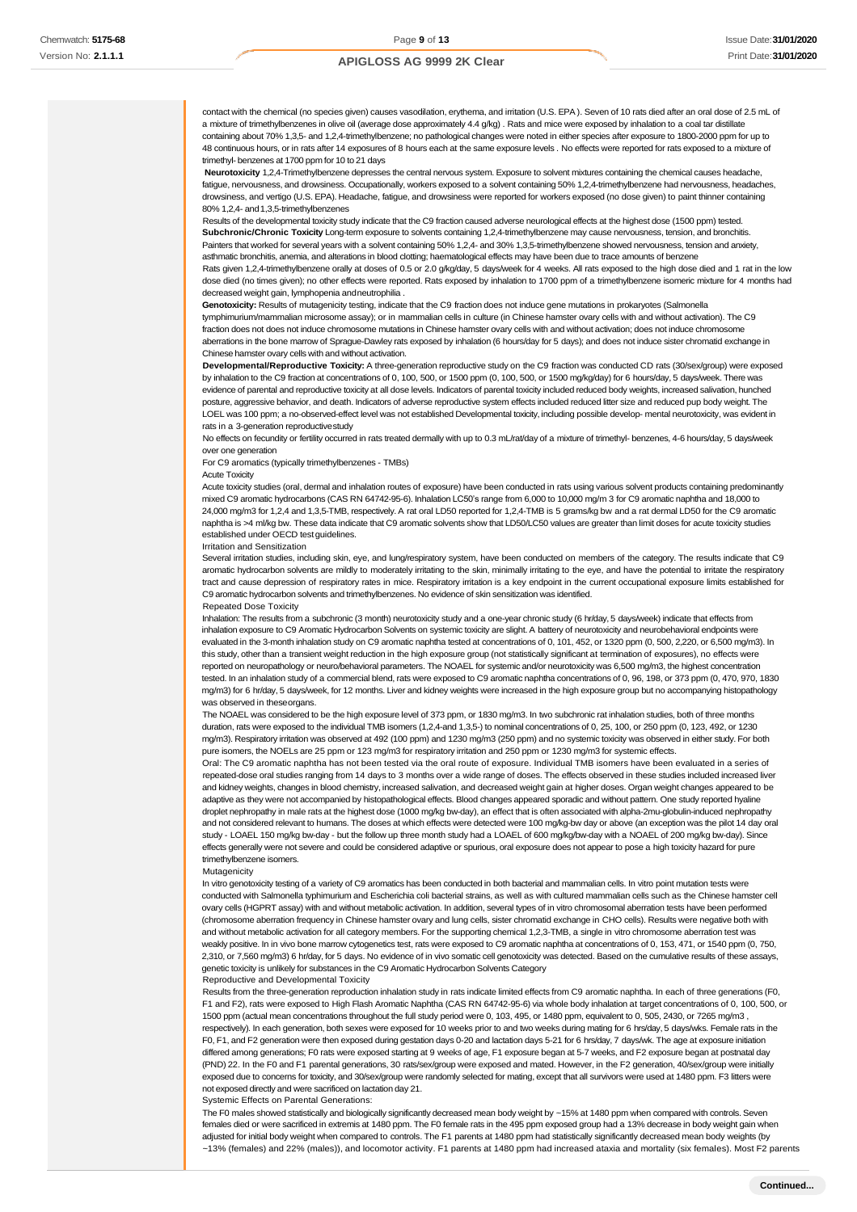contact with the chemical (no species given) causes vasodilation, erythema, and irritation (U.S. EPA). Seven of 10 rats died after an oral dose of 2.5 mL of a mixture of trimethylbenzenes in olive oil (average dose approximately 4.4 g/kg). Rats and mice were exposed by inhalation to a coal tar distillate containing about 70% 1,3,5- and 1,2,4-trimethylbenzene; no pathological changes were noted in either species after exposure to 1800-2000 ppm for up to 48 continuous hours, or in rats after 14 exposures of 8 hours each at the same exposure levels. No effects were reported for rats exposed to a mixture of trimethyl- benzenes at 1700 ppm for 10 to 21 days

**Neurotoxicity** 1,2,4-Trimethylbenzene depresses the central nervous system. Exposure to solvent mixtures containing the chemical causes headache, fatigue, nervousness, and drowsiness. Occupationally, workers exposed to a solvent containing 50% 1,2,4-trimethylbenzene had nervousness, headaches, drowsiness, and vertigo (U.S. EPA). Headache, fatigue, and drowsiness were reported for workers exposed (no dose given) to paint thinner containing 80% 1,2,4- and 1,3,5-trimethylbenzenes

Results of the developmental toxicity study indicate that the C9 fraction caused adverse neurological effects at the highest dose (1500 ppm) tested.

**Subchronic/Chronic Toxicity** Long-term exposure to solvents containing 1,2,4-trimethylbenzene may cause nervousness, tension, and bronchitis. Painters that worked for several years with a solvent containing 50% 1,2,4- and 30% 1,3,5-trimethylbenzene showed nervousness, tension and anxiety, asthmatic bronchitis, anemia, and alterations in blood clotting; haematological effects may have been due to trace amounts of benzene

Rats given 1,2,4-trimethylbenzene orally at doses of 0.5 or 2.0 g/kg/day, 5 days/week for 4 weeks. All rats exposed to the high dose died and 1 rat in the low dose died (no times given); no other effects were reported. Rats exposed by inhalation to 1700 ppm of a trimethylbenzene isomeric mixture for 4 months had decreased weight gain, lymphopenia and neutrophilia.

**Genotoxicity:** Results of mutagenicity testing, indicate that the C9 fraction does not induce gene mutations in prokaryotes (Salmonella tymphimurium/mammalian microsome assay); or in mammalian cells in culture (in Chinese hamster ovary cells with and without activation). The C9 fraction does not does not induce chromosome mutations in Chinese hamster ovary cells with and without activation; does not induce chromosome aberrations in the bone marrow of Sprague-Dawley rats exposed by inhalation (6 hours/day for 5 days); and does not induce sister chromatid exchange in Chinese hamster ovary cells with and without activation.

**Developmental/Reproductive Toxicity:** A three-generation reproductive study on the C9 fraction was conducted CD rats (30/sex/group) were exposed by inhalation to the C9 fraction at concentrations of 0, 100, 500, or 1500 ppm (0, 100, 500, or 1500 mg/kg/day) for 6 hours/day, 5 days/week. There was evidence of parental and reproductive toxicity at all dose levels. Indicators of parental toxicity included reduced body weights, increased salivation, hunched posture, aggressive behavior, and death. Indicators of adverse reproductive system effects included reduced litter size and reduced pup body weight. The LOEL was 100 ppm; a no-observed-effect level was not established Developmental toxicity, including possible develop- mental neurotoxicity, was evident in rats in a 3-generation reproductive study

No effects on fecundity or fertility occurred in rats treated dermally with up to 0.3 mL/rat/day of a mixture of trimethyl- benzenes, 4-6 hours/day, 5 days/week over one generation

For C9 aromatics (typically trimethylbenzenes - TMBs)

Acute Toxicity

Acute toxicity studies (oral, dermal and inhalation routes of exposure) have been conducted in rats using various solvent products containing predominantly mixed C9 aromatic hydrocarbons (CAS RN 64742-95-6). Inhalation LC50's range from 6,000 to 10,000 mg/m 3 for C9 aromatic naphtha and 18,000 to 24,000 mg/m3 for 1,2,4 and 1,3,5-TMB, respectively. A rat oral LD50 reported for 1,2,4-TMB is 5 grams/kg bw and a rat dermal LD50 for the C9 aromatic naphtha is >4 ml/kg bw. These data indicate that C9 aromatic solvents show that LD50/LC50 values are greater than limit doses for acute toxicity studies established under OECD test guidelines.

Irritation and Sensitization

Several irritation studies, including skin, eye, and lung/respiratory system, have been conducted on members of the category. The results indicate that C9 aromatic hydrocarbon solvents are mildly to moderately irritating to the skin, minimally irritating to the eye, and have the potential to irritate the respiratory tract and cause depression of respiratory rates in mice. Respiratory irritation is a key endpoint in the current occupational exposure limits established for C9 aromatic hydrocarbon solvents and trimethylbenzenes. No evidence of skin sensitization was identified.

Repeated Dose Toxicity

Inhalation: The results from a subchronic (3 month) neurotoxicity study and a one-year chronic study (6 hr/day, 5 days/week) indicate that effects from inhalation exposure to C9 Aromatic Hydrocarbon Solvents on systemic toxicity are slight. A battery of neurotoxicity and neurobehavioral endpoints were evaluated in the 3-month inhalation study on C9 aromatic naphtha tested at concentrations of 0, 101, 452, or 1320 ppm (0, 500, 2,220, or 6,500 mg/m3). In this study, other than a transient weight reduction in the high exposure group (not statistically significant at termination of exposures), no effects were reported on neuropathology or neuro/behavioral parameters. The NOAEL for systemic and/or neurotoxicity was 6,500 mg/m3, the highest concentration tested. In an inhalation study of a commercial blend, rats were exposed to C9 aromatic naphtha concentrations of 0, 96, 198, or 373 ppm (0, 470, 970, 1830 mg/m3) for 6 hr/day, 5 days/week, for 12 months. Liver and kidney weights were increased in the high exposure group but no accompanying histopathology was observed in these organs.

The NOAEL was considered to be the high exposure level of 373 ppm, or 1830 mg/m3. In two subchronic rat inhalation studies, both of three months duration, rats were exposed to the individual TMB isomers (1,2,4-and 1,3,5-) to nominal concentrations of 0, 25, 100, or 250 ppm (0, 123, 492, or 1230 mg/m3). Respiratory irritation was observed at 492 (100 ppm) and 1230 mg/m3 (250 ppm) and no systemic toxicity was observed in either study. For both pure isomers, the NOELs are 25 ppm or 123 mg/m3 for respiratory irritation and 250 ppm or 1230 mg/m3 for systemic effects.

Oral: The C9 aromatic naphtha has not been tested via the oral route of exposure. Individual TMB isomers have been evaluated in a series of repeated-dose oral studies ranging from 14 days to 3 months over a wide range of doses. The effects observed in these studies included increased liver and kidney weights, changes in blood chemistry, increased salivation, and decreased weight gain at higher doses. Organ weight changes appeared to be adaptive as they were not accompanied by histopathological effects. Blood changes appeared sporadic and without pattern. One study reported hyaline droplet nephropathy in male rats at the highest dose (1000 mg/kg bw-day), an effect that is often associated with alpha-2mu-globulin-induced nephropathy and not considered relevant to humans. The doses at which effects were detected were 100 mg/kg-bw day or above (an exception was the pilot 14 day oral study - LOAEL 150 mg/kg bw-day - but the follow up three month study had a LOAEL of 600 mg/kg/bw-day with a NOAEL of 200 mg/kg bw-day). Since effects generally were not severe and could be considered adaptive or spurious, oral exposure does not appear to pose a high toxicity hazard for pure trimethylbenzene isomers.

Mutagenicity

In vitro genotoxicity testing of a variety of C9 aromatics has been conducted in both bacterial and mammalian cells. In vitro point mutation tests were conducted with Salmonella typhimurium and Escherichia coli bacterial strains, as well as with cultured mammalian cells such as the Chinese hamster cell ovary cells (HGPRT assay) with and without metabolic activation. In addition, several types of in vitro chromosomal aberration tests have been performed (chromosome aberration frequency in Chinese hamster ovary and lung cells, sister chromatid exchange in CHO cells). Results were negative both with and without metabolic activation for all category members. For the supporting chemical 1,2,3-TMB, a single in vitro chromosome aberration test was weakly positive. In in vivo bone marrow cytogenetics test, rats were exposed to C9 aromatic naphtha at concentrations of 0, 153, 471, or 1540 ppm (0, 750, 2,310, or 7,560 mg/m3) 6 hr/day, for 5 days. No evidence of in vivo somatic cell genotoxicity was detected. Based on the cumulative results of these assays, genetic toxicity is unlikely for substances in the C9 Aromatic Hydrocarbon Solvents Category

Reproductive and Developmental Toxicity

Results from the three-generation reproduction inhalation study in rats indicate limited effects from C9 aromatic naphtha. In each of three generations (F0, F1 and F2), rats were exposed to High Flash Aromatic Naphtha (CAS RN 64742-95-6) via whole body inhalation at target concentrations of 0, 100, 500, or 1500 ppm (actual mean concentrations throughout the full study period were 0, 103, 495, or 1480 ppm, equivalent to 0, 505, 2430, or 7265 mg/m3, respectively). In each generation, both sexes were exposed for 10 weeks prior to and two weeks during mating for 6 hrs/day, 5 days/wks. Female rats in the F0, F1, and F2 generation were then exposed during gestation days 0-20 and lactation days 5-21 for 6 hrs/day, 7 days/wk. The age at exposure initiation differed among generations; F0 rats were exposed starting at 9 weeks of age, F1 exposure began at 5-7 weeks, and F2 exposure began at postnatal day (PND) 22. In the F0 and F1 parental generations, 30 rats/sex/group were exposed and mated. However, in the F2 generation, 40/sex/group were initially exposed due to concerns for toxicity, and 30/sex/group were randomly selected for mating, except that all survivors were used at 1480 ppm. F3 litters were not exposed directly and were sacrificed on lactation day 21.

Systemic Effects on Parental Generations:

The F0 males showed statistically and biologically significantly decreased mean body weight by ~15% at 1480 ppm when compared with controls. Seven females died or were sacrificed in extremis at 1480 ppm. The F0 female rats in the 495 ppm exposed group had a 13% decrease in body weight gain when adjusted for initial body weight when compared to controls. The F1 parents at 1480 ppm had statistically significantly decreased mean body weights (by ~13% (females) and 22% (males)), and locomotor activity. F1 parents at 1480 ppm had increased ataxia and mortality (six females). Most F2 parents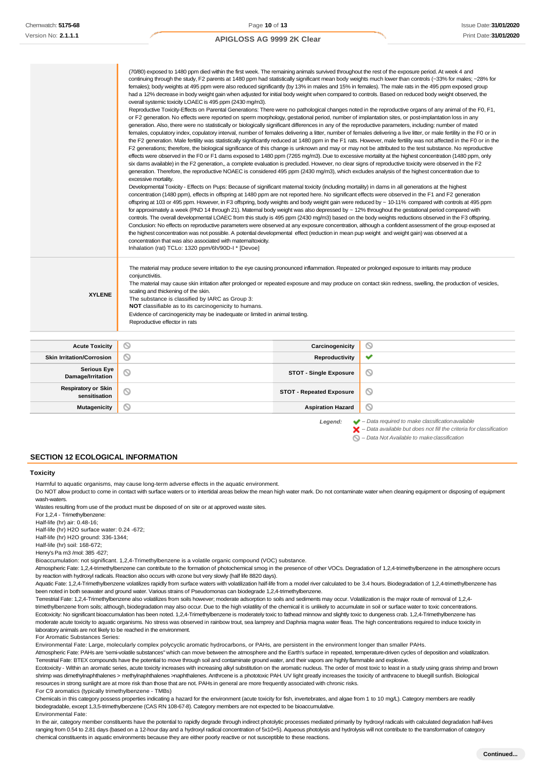| | |
|---|---|
| | (70/80) exposed to 1480 ppm died within the first week. The remaining animals survived throughout the rest of the exposure period. At week 4 and continuing through the study, F2 parents at 1480 ppm had statistically significant mean body weights much lower than controls (~33% for males; ~28% for females); body weights at 495 ppm were also reduced significantly (by 13% in males and 15% in females). The male rats in the 495 ppm exposed group had a 12% decrease in body weight gain when adjusted for initial body weight when compared to controls. Based on reduced body weight observed, the overall systemic toxicity LOAEC is 495 ppm (2430 mg/m3).<br>Reproductive Toxicity-Effects on Parental Generations: There were no pathological changes noted in the reproductive organs of any animal of the F0, F1, or F2 generation. No effects were reported on sperm morphology, gestational period, number of implantation sites, or post-implantation loss in any generation. Also, there were no statistically or biologically significant differences in any of the reproductive parameters, including: number of mated females, copulatory index, copulatory interval, number of females delivering a litter, number of females delivering a live litter, or male fertility in the F0 or in the F2 generation. Male fertility was statistically significantly reduced at 1480 ppm in the F1 rats. However, male fertility was not affected in the F0 or in the F2 generations; therefore, the biological significance of this change is unknown and may or may not be attributed to the test substance. No reproductive effects were observed in the F0 or F1 dams exposed to 1480 ppm (7265 mg/m3). Due to excessive mortality at the highest concentration (1480 ppm, only six dams available) in the F2 generation,, a complete evaluation is precluded. However, no clear signs of reproductive toxicity were observed in the F2 generation. Therefore, the reproductive NOAEC is considered 495 ppm (2430 mg/m3), which excludes analysis of the highest concentration due to excessive mortality.<br>Developmental Toxicity - Effects on Pups: Because of significant maternal toxicity (including mortality) in dams in all generations at the highest concentration (1480 ppm), effects in offspring at 1480 ppm are not reported here. No significant effects were observed in the F1 and F2 generation offspring at 103 or 495 ppm. However, in F3 offspring, body weights and body weight gain were reduced by ~ 10-11% compared with controls at 495 ppm for approximately a week (PND 14 through 21). Maternal body weight was also depressed by ~ 12% throughout the gestational period compared with controls. The overall developmental LOAEC from this study is 495 ppm (2430 mg/m3) based on the body weights reductions observed in the F3 offspring. Conclusion: No effects on reproductive parameters were observed at any exposure concentration, although a confident assessment of the group exposed at the highest concentration was not possible. A potential developmental effect (reduction in mean pup weight and weight gain) was observed at a concentration that was also associated with maternaltoxicity.<br>Inhalation (rat) TCLo: 1320 ppm/6h/90D-I * [Devoe] |
| **XYLENE** | The material may produce severe irritation to the eye causing pronounced inflammation. Repeated or prolonged exposure to irritants may produce conjunctivitis.<br>The material may cause skin irritation after prolonged or repeated exposure and may produce on contact skin redness, swelling, the production of vesicles, scaling and thickening of the skin.<br>The substance is classified by IARC as Group 3:<br>**NOT** classifiable as to its carcinogenicity to humans.<br>Evidence of carcinogenicity may be inadequate or limited in animal testing.<br>Reproductive effector in rats |

| | | | |
|---|---|---|---|
| **Acute Toxicity** | ⦸ | **Carcinogenicity** | ⦸ |
| **Skin Irritation/Corrosion** | ⦸ | **Reproductivity** | ✔ |
| **Serious Eye Damage/Irritation** | ⦸ | **STOT - Single Exposure** | ⦸ |
| **Respiratory or Skin sensitisation** | ⦸ | **STOT - Repeated Exposure** | ⦸ |
| **Mutagenicity** | ⦸ | **Aspiration Hazard** | ⦸ |

*Legend:*
✔ *– Data required to make classification available*
✘ *– Data available but does not fill the criteria for classification*
⦸ *– Data Not Available to make classification*

## SECTION 12 ECOLOGICAL INFORMATION

### Toxicity

Harmful to aquatic organisms, may cause long-term adverse effects in the aquatic environment.
Do NOT allow product to come in contact with surface waters or to intertidal areas below the mean high water mark. Do not contaminate water when cleaning equipment or disposing of equipment wash-waters.
Wastes resulting from use of the product must be disposed of on site or at approved waste sites.
For 1,2,4 - Trimethylbenzene:
Half-life (hr) air: 0.48-16;
Half-life (hr) H2O surface water: 0.24 -672;
Half-life (hr) H2O ground: 336-1344;
Half-life (hr) soil: 168-672;
Henry's Pa m3 /mol: 385 -627;
Bioaccumulation: not significant. 1,2,4-Trimethylbenzene is a volatile organic compound (VOC) substance.
Atmospheric Fate: 1,2,4-trimethylbenzene can contribute to the formation of photochemical smog in the presence of other VOCs. Degradation of 1,2,4-trimethylbenzene in the atmosphere occurs by reaction with hydroxyl radicals. Reaction also occurs with ozone but very slowly (half life 8820 days).
Aquatic Fate: 1,2,4-Trimethylbenzene volatilizes rapidly from surface waters with volatilization half-life from a model river calculated to be 3.4 hours. Biodegradation of 1,2,4-trimethylbenzene has been noted in both seawater and ground water. Various strains of Pseudomonas can biodegrade 1,2,4-trimethylbenzene.
Terrestrial Fate: 1,2,4-Trimethylbenzene also volatilizes from soils however; moderate adsorption to soils and sediments may occur. Volatilization is the major route of removal of 1,2,4-trimethylbenzene from soils; although, biodegradation may also occur. Due to the high volatility of the chemical it is unlikely to accumulate in soil or surface water to toxic concentrations.
Ecotoxicity: No significant bioaccumulation has been noted. 1,2,4-Trimethylbenzene is moderately toxic to fathead minnow and slightly toxic to dungeness crab. 1,2,4-Trimethylbenzene has moderate acute toxicity to aquatic organisms. No stress was observed in rainbow trout, sea lamprey and Daphnia magna water fleas. The high concentrations required to induce toxicity in laboratory animals are not likely to be reached in the environment.
For Aromatic Substances Series:
Environmental Fate: Large, molecularly complex polycyclic aromatic hydrocarbons, or PAHs, are persistent in the environment longer than smaller PAHs.
Atmospheric Fate: PAHs are 'semi-volatile substances" which can move between the atmosphere and the Earth's surface in repeated, temperature-driven cycles of deposition and volatilization.
Terrestrial Fate: BTEX compounds have the potential to move through soil and contaminate ground water, and their vapors are highly flammable and explosive.
Ecotoxicity - Within an aromatic series, acute toxicity increases with increasing alkyl substitution on the aromatic nucleus. The order of most toxic to least in a study using grass shrimp and brown shrimp was dimethylnaphthalenes > methylnaphthalenes >naphthalenes. Anthrcene is a phototoxic PAH. UV light greatly increases the toxicity of anthracene to bluegill sunfish. Biological resources in strong sunlight are at more risk than those that are not. PAHs in general are more frequently associated with chronic risks.
For C9 aromatics (typically trimethylbenzene - TMBs)
Chemicals in this category possess properties indicating a hazard for the environment (acute toxicity for fish, invertebrates, and algae from 1 to 10 mg/L). Category members are readily biodegradable, except 1,3,5-trimethylbenzene (CAS RN 108-67-8). Category members are not expected to be bioaccumulative.
Environmental Fate:
In the air, category member constituents have the potential to rapidly degrade through indirect photolytic processes mediated primarily by hydroxyl radicals with calculated degradation half-lives ranging from 0.54 to 2.81 days (based on a 12-hour day and a hydroxyl radical concentration of 5x10+5). Aqueous photolysis and hydrolysis will not contribute to the transformation of category chemical constituents in aquatic environments because they are either poorly reactive or not susceptible to these reactions.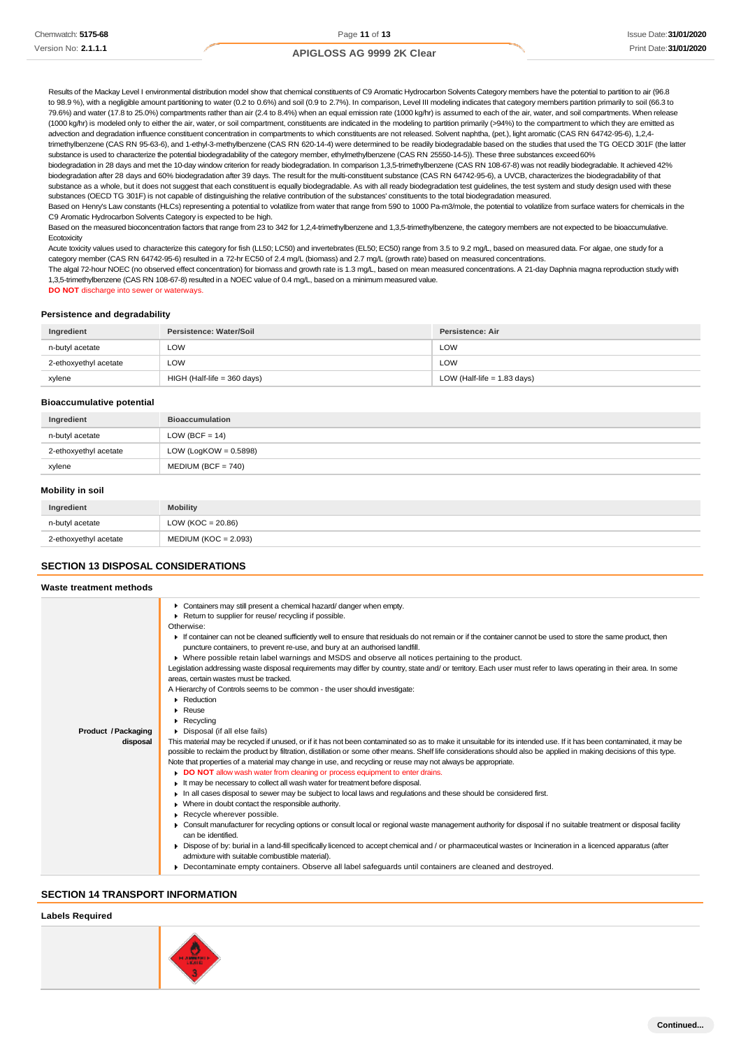Results of the Mackay Level I environmental distribution model show that chemical constituents of C9 Aromatic Hydrocarbon Solvents Category members have the potential to partition to air (96.8 to 98.9 %), with a negligible amount partitioning to water (0.2 to 0.6%) and soil (0.9 to 2.7%). In comparison, Level III modeling indicates that category members partition primarily to soil (66.3 to 79.6%) and water (17.8 to 25.0%) compartments rather than air (2.4 to 8.4%) when an equal emission rate (1000 kg/hr) is assumed to each of the air, water, and soil compartments. When release (1000 kg/hr) is modeled only to either the air, water, or soil compartment, constituents are indicated in the modeling to partition primarily (>94%) to the compartment to which they are emitted as advection and degradation influence constituent concentration in compartments to which constituents are not released. Solvent naphtha, (pet.), light aromatic (CAS RN 64742-95-6), 1,2,4-trimethylbenzene (CAS RN 95-63-6), and 1-ethyl-3-methylbenzene (CAS RN 620-14-4) were determined to be readily biodegradable based on the studies that used the TG OECD 301F (the latter substance is used to characterize the potential biodegradability of the category member, ethylmethylbenzene (CAS RN 25550-14-5)). These three substances exceed 60% biodegradation in 28 days and met the 10-day window criterion for ready biodegradation. In comparison 1,3,5-trimethylbenzene (CAS RN 108-67-8) was not readily biodegradable. It achieved 42% biodegradation after 28 days and 60% biodegradation after 39 days. The result for the multi-constituent substance (CAS RN 64742-95-6), a UVCB, characterizes the biodegradability of that substance as a whole, but it does not suggest that each constituent is equally biodegradable. As with all ready biodegradation test guidelines, the test system and study design used with these substances (OECD TG 301F) is not capable of distinguishing the relative contribution of the substances' constituents to the total biodegradation measured.
Based on Henry's Law constants (HLCs) representing a potential to volatilize from water that range from 590 to 1000 Pa-m3/mole, the potential to volatilize from surface waters for chemicals in the C9 Aromatic Hydrocarbon Solvents Category is expected to be high.
Based on the measured bioconcentration factors that range from 23 to 342 for 1,2,4-trimethylbenzene and 1,3,5-trimethylbenzene, the category members are not expected to be bioaccumulative.
Ecotoxicity
Acute toxicity values used to characterize this category for fish (LL50; LC50) and invertebrates (EL50; EC50) range from 3.5 to 9.2 mg/L, based on measured data. For algae, one study for a category member (CAS RN 64742-95-6) resulted in a 72-hr EC50 of 2.4 mg/L (biomass) and 2.7 mg/L (growth rate) based on measured concentrations.
The algal 72-hour NOEC (no observed effect concentration) for biomass and growth rate is 1.3 mg/L, based on mean measured concentrations. A 21-day Daphnia magna reproduction study with 1,3,5-trimethylbenzene (CAS RN 108-67-8) resulted in a NOEC value of 0.4 mg/L, based on a minimum measured value.
**DO NOT** discharge into sewer or waterways.

### Persistence and degradability

| Ingredient | Persistence: Water/Soil | Persistence: Air |
| --- | --- | --- |
| n-butyl acetate | LOW | LOW |
| 2-ethoxyethyl acetate | LOW | LOW |
| xylene | HIGH (Half-life = 360 days) | LOW (Half-life = 1.83 days) |

### Bioaccumulative potential

| Ingredient | Bioaccumulation |
| --- | --- |
| n-butyl acetate | LOW (BCF = 14) |
| 2-ethoxyethyl acetate | LOW (LogKOW = 0.5898) |
| xylene | MEDIUM (BCF = 740) |

### Mobility in soil

| Ingredient | Mobility |
| --- | --- |
| n-butyl acetate | LOW (KOC = 20.86) |
| 2-ethoxyethyl acetate | MEDIUM (KOC = 2.093) |

## SECTION 13 DISPOSAL CONSIDERATIONS

### Waste treatment methods

**Product / Packaging disposal**

- Containers may still present a chemical hazard/ danger when empty.
- Return to supplier for reuse/ recycling if possible.

Otherwise:

- If container can not be cleaned sufficiently well to ensure that residuals do not remain or if the container cannot be used to store the same product, then puncture containers, to prevent re-use, and bury at an authorised landfill.
- Where possible retain label warnings and MSDS and observe all notices pertaining to the product.

Legislation addressing waste disposal requirements may differ by country, state and/ or territory. Each user must refer to laws operating in their area. In some areas, certain wastes must be tracked.

A Hierarchy of Controls seems to be common - the user should investigate:

- Reduction
- Reuse
- Recycling
- Disposal (if all else fails)

This material may be recycled if unused, or if it has not been contaminated so as to make it unsuitable for its intended use. If it has been contaminated, it may be possible to reclaim the product by filtration, distillation or some other means. Shelf life considerations should also be applied in making decisions of this type. Note that properties of a material may change in use, and recycling or reuse may not always be appropriate.

- **DO NOT** allow wash water from cleaning or process equipment to enter drains.
- It may be necessary to collect all wash water for treatment before disposal.
- In all cases disposal to sewer may be subject to local laws and regulations and these should be considered first.
- Where in doubt contact the responsible authority.
- Recycle wherever possible.
- Consult manufacturer for recycling options or consult local or regional waste management authority for disposal if no suitable treatment or disposal facility can be identified.
- Dispose of by: burial in a land-fill specifically licenced to accept chemical and / or pharmaceutical wastes or Incineration in a licenced apparatus (after admixture with suitable combustible material).
- Decontaminate empty containers. Observe all label safeguards until containers are cleaned and destroyed.

## SECTION 14 TRANSPORT INFORMATION

### Labels Required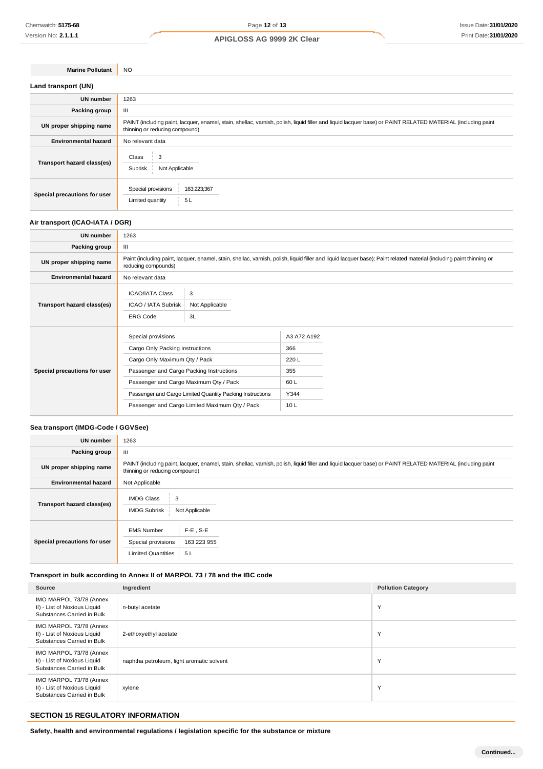| | |
|---|---|
| **Marine Pollutant** | NO |

### Land transport (UN)

| | |
|---|---|
| **UN number** | 1263 |
| **Packing group** | III |
| **UN proper shipping name** | PAINT (including paint, lacquer, enamel, stain, shellac, varnish, polish, liquid filler and liquid lacquer base) or PAINT RELATED MATERIAL (including paint thinning or reducing compound) |
| **Environmental hazard** | No relevant data |
| **Transport hazard class(es)** | Class: 3<br>Subrisk: Not Applicable |
| **Special precautions for user** | Special provisions: 163;223;367<br>Limited quantity: 5 L |

### Air transport (ICAO-IATA / DGR)

| | |
|---|---|
| **UN number** | 1263 |
| **Packing group** | III |
| **UN proper shipping name** | Paint (including paint, lacquer, enamel, stain, shellac, varnish, polish, liquid filler and liquid lacquer base); Paint related material (including paint thinning or reducing compounds) |
| **Environmental hazard** | No relevant data |
| **Transport hazard class(es)** | ICAO/IATA Class: 3<br>ICAO / IATA Subrisk: Not Applicable<br>ERG Code: 3L |
| **Special precautions for user** | Special provisions: A3 A72 A192<br>Cargo Only Packing Instructions: 366<br>Cargo Only Maximum Qty / Pack: 220 L<br>Passenger and Cargo Packing Instructions: 355<br>Passenger and Cargo Maximum Qty / Pack: 60 L<br>Passenger and Cargo Limited Quantity Packing Instructions: Y344<br>Passenger and Cargo Limited Maximum Qty / Pack: 10 L |

### Sea transport (IMDG-Code / GGVSee)

| | |
|---|---|
| **UN number** | 1263 |
| **Packing group** | III |
| **UN proper shipping name** | PAINT (including paint, lacquer, enamel, stain, shellac, varnish, polish, liquid filler and liquid lacquer base) or PAINT RELATED MATERIAL (including paint thinning or reducing compound) |
| **Environmental hazard** | Not Applicable |
| **Transport hazard class(es)** | IMDG Class: 3<br>IMDG Subrisk: Not Applicable |
| **Special precautions for user** | EMS Number: F-E , S-E<br>Special provisions: 163 223 955<br>Limited Quantities: 5 L |

### Transport in bulk according to Annex II of MARPOL 73 / 78 and the IBC code

| Source | Ingredient | Pollution Category |
|---|---|---|
| IMO MARPOL 73/78 (Annex II) - List of Noxious Liquid Substances Carried in Bulk | n-butyl acetate | Y |
| IMO MARPOL 73/78 (Annex II) - List of Noxious Liquid Substances Carried in Bulk | 2-ethoxyethyl acetate | Y |
| IMO MARPOL 73/78 (Annex II) - List of Noxious Liquid Substances Carried in Bulk | naphtha petroleum, light aromatic solvent | Y |
| IMO MARPOL 73/78 (Annex II) - List of Noxious Liquid Substances Carried in Bulk | xylene | Y |

## SECTION 15 REGULATORY INFORMATION

**Safety, health and environmental regulations / legislation specific for the substance or mixture**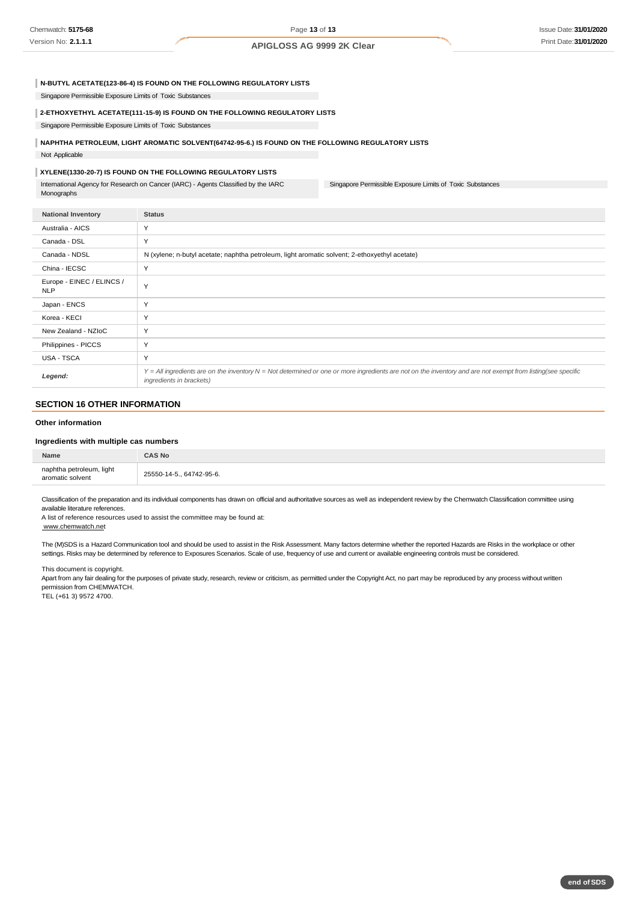### N-BUTYL ACETATE(123-86-4) IS FOUND ON THE FOLLOWING REGULATORY LISTS

Singapore Permissible Exposure Limits of Toxic Substances

### 2-ETHOXYETHYL ACETATE(111-15-9) IS FOUND ON THE FOLLOWING REGULATORY LISTS

Singapore Permissible Exposure Limits of Toxic Substances

### NAPHTHA PETROLEUM, LIGHT AROMATIC SOLVENT(64742-95-6.) IS FOUND ON THE FOLLOWING REGULATORY LISTS

Not Applicable

### XYLENE(1330-20-7) IS FOUND ON THE FOLLOWING REGULATORY LISTS

International Agency for Research on Cancer (IARC) - Agents Classified by the IARC Monographs

Singapore Permissible Exposure Limits of Toxic Substances

| National Inventory | Status |
|---|---|
| Australia - AICS | Y |
| Canada - DSL | Y |
| Canada - NDSL | N (xylene; n-butyl acetate; naphtha petroleum, light aromatic solvent; 2-ethoxyethyl acetate) |
| China - IECSC | Y |
| Europe - EINEC / ELINCS / NLP | Y |
| Japan - ENCS | Y |
| Korea - KECI | Y |
| New Zealand - NZIoC | Y |
| Philippines - PICCS | Y |
| USA - TSCA | Y |
| *Legend:* | *Y = All ingredients are on the inventory N = Not determined or one or more ingredients are not on the inventory and are not exempt from listing(see specific ingredients in brackets)* |

## SECTION 16 OTHER INFORMATION

### Other information

### Ingredients with multiple cas numbers

| Name | CAS No |
|---|---|
| naphtha petroleum, light aromatic solvent | 25550-14-5., 64742-95-6. |

Classification of the preparation and its individual components has drawn on official and authoritative sources as well as independent review by the Chemwatch Classification committee using available literature references.
A list of reference resources used to assist the committee may be found at:
www.chemwatch.net

The (M)SDS is a Hazard Communication tool and should be used to assist in the Risk Assessment. Many factors determine whether the reported Hazards are Risks in the workplace or other settings. Risks may be determined by reference to Exposures Scenarios. Scale of use, frequency of use and current or available engineering controls must be considered.

This document is copyright.
Apart from any fair dealing for the purposes of private study, research, review or criticism, as permitted under the Copyright Act, no part may be reproduced by any process without written permission from CHEMWATCH.
TEL (+61 3) 9572 4700.

end of SDS